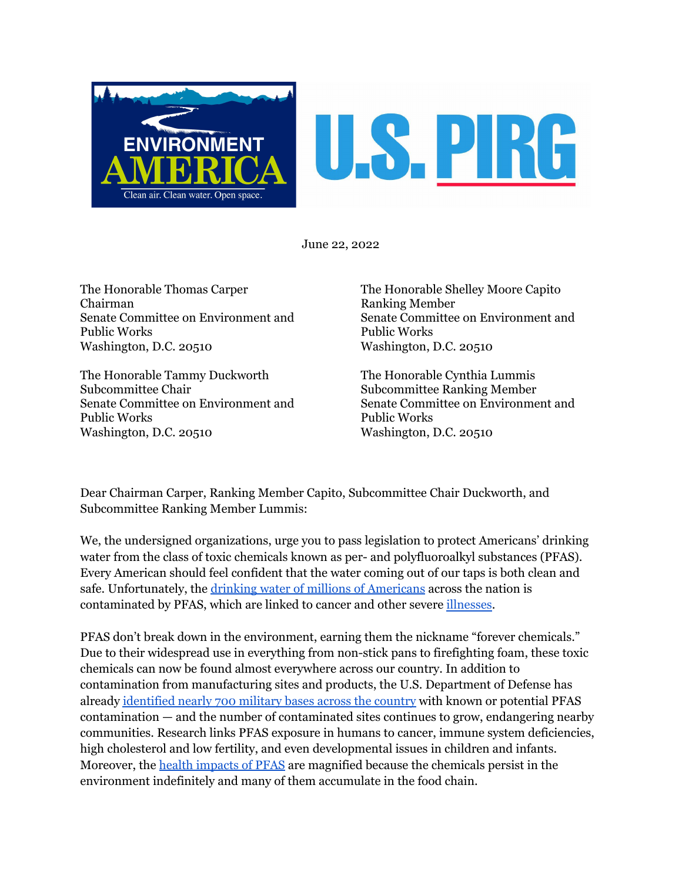ENVIRONMENT AMERICA
Clean air. Clean water. Open space.

U.S. PIRG

June 22, 2022

The Honorable Thomas Carper
Chairman
Senate Committee on Environment and Public Works
Washington, D.C. 20510

The Honorable Shelley Moore Capito
Ranking Member
Senate Committee on Environment and Public Works
Washington, D.C. 20510

The Honorable Tammy Duckworth
Subcommittee Chair
Senate Committee on Environment and Public Works
Washington, D.C. 20510

The Honorable Cynthia Lummis
Subcommittee Ranking Member
Senate Committee on Environment and Public Works
Washington, D.C. 20510

Dear Chairman Carper, Ranking Member Capito, Subcommittee Chair Duckworth, and Subcommittee Ranking Member Lummis:

We, the undersigned organizations, urge you to pass legislation to protect Americans' drinking water from the class of toxic chemicals known as per- and polyfluoroalkyl substances (PFAS). Every American should feel confident that the water coming out of our taps is both clean and safe. Unfortunately, the drinking water of millions of Americans across the nation is contaminated by PFAS, which are linked to cancer and other severe illnesses.

PFAS don't break down in the environment, earning them the nickname "forever chemicals." Due to their widespread use in everything from non-stick pans to firefighting foam, these toxic chemicals can now be found almost everywhere across our country. In addition to contamination from manufacturing sites and products, the U.S. Department of Defense has already identified nearly 700 military bases across the country with known or potential PFAS contamination — and the number of contaminated sites continues to grow, endangering nearby communities. Research links PFAS exposure in humans to cancer, immune system deficiencies, high cholesterol and low fertility, and even developmental issues in children and infants. Moreover, the health impacts of PFAS are magnified because the chemicals persist in the environment indefinitely and many of them accumulate in the food chain.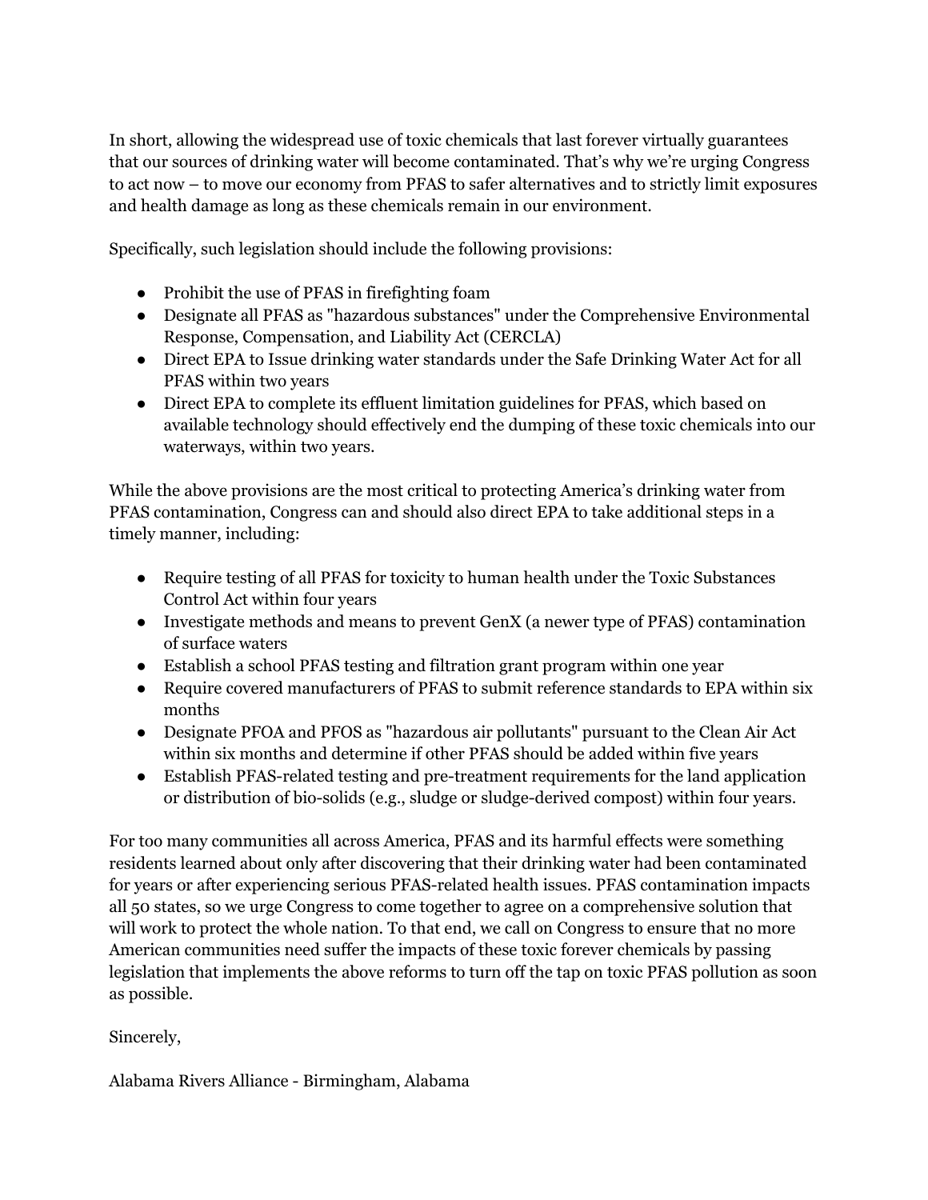In short, allowing the widespread use of toxic chemicals that last forever virtually guarantees that our sources of drinking water will become contaminated. That's why we're urging Congress to act now – to move our economy from PFAS to safer alternatives and to strictly limit exposures and health damage as long as these chemicals remain in our environment.

Specifically, such legislation should include the following provisions:

- Prohibit the use of PFAS in firefighting foam
- Designate all PFAS as "hazardous substances" under the Comprehensive Environmental Response, Compensation, and Liability Act (CERCLA)
- Direct EPA to Issue drinking water standards under the Safe Drinking Water Act for all PFAS within two years
- Direct EPA to complete its effluent limitation guidelines for PFAS, which based on available technology should effectively end the dumping of these toxic chemicals into our waterways, within two years.

While the above provisions are the most critical to protecting America's drinking water from PFAS contamination, Congress can and should also direct EPA to take additional steps in a timely manner, including:

- Require testing of all PFAS for toxicity to human health under the Toxic Substances Control Act within four years
- Investigate methods and means to prevent GenX (a newer type of PFAS) contamination of surface waters
- Establish a school PFAS testing and filtration grant program within one year
- Require covered manufacturers of PFAS to submit reference standards to EPA within six months
- Designate PFOA and PFOS as "hazardous air pollutants" pursuant to the Clean Air Act within six months and determine if other PFAS should be added within five years
- Establish PFAS-related testing and pre-treatment requirements for the land application or distribution of bio-solids (e.g., sludge or sludge-derived compost) within four years.

For too many communities all across America, PFAS and its harmful effects were something residents learned about only after discovering that their drinking water had been contaminated for years or after experiencing serious PFAS-related health issues. PFAS contamination impacts all 50 states, so we urge Congress to come together to agree on a comprehensive solution that will work to protect the whole nation. To that end, we call on Congress to ensure that no more American communities need suffer the impacts of these toxic forever chemicals by passing legislation that implements the above reforms to turn off the tap on toxic PFAS pollution as soon as possible.

Sincerely,

Alabama Rivers Alliance - Birmingham, Alabama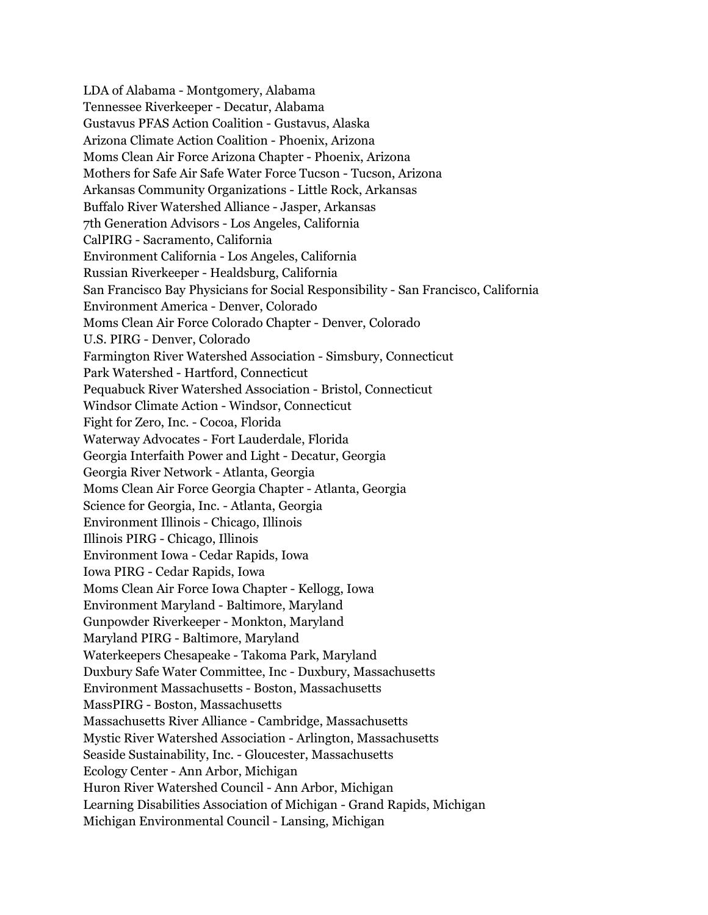LDA of Alabama - Montgomery, Alabama
Tennessee Riverkeeper - Decatur, Alabama
Gustavus PFAS Action Coalition - Gustavus, Alaska
Arizona Climate Action Coalition - Phoenix, Arizona
Moms Clean Air Force Arizona Chapter - Phoenix, Arizona
Mothers for Safe Air Safe Water Force Tucson - Tucson, Arizona
Arkansas Community Organizations - Little Rock, Arkansas
Buffalo River Watershed Alliance - Jasper, Arkansas
7th Generation Advisors - Los Angeles, California
CalPIRG - Sacramento, California
Environment California - Los Angeles, California
Russian Riverkeeper - Healdsburg, California
San Francisco Bay Physicians for Social Responsibility - San Francisco, California
Environment America - Denver, Colorado
Moms Clean Air Force Colorado Chapter - Denver, Colorado
U.S. PIRG - Denver, Colorado
Farmington River Watershed Association - Simsbury, Connecticut
Park Watershed - Hartford, Connecticut
Pequabuck River Watershed Association - Bristol, Connecticut
Windsor Climate Action - Windsor, Connecticut
Fight for Zero, Inc. - Cocoa, Florida
Waterway Advocates - Fort Lauderdale, Florida
Georgia Interfaith Power and Light - Decatur, Georgia
Georgia River Network - Atlanta, Georgia
Moms Clean Air Force Georgia Chapter - Atlanta, Georgia
Science for Georgia, Inc. - Atlanta, Georgia
Environment Illinois - Chicago, Illinois
Illinois PIRG - Chicago, Illinois
Environment Iowa - Cedar Rapids, Iowa
Iowa PIRG - Cedar Rapids, Iowa
Moms Clean Air Force Iowa Chapter - Kellogg, Iowa
Environment Maryland - Baltimore, Maryland
Gunpowder Riverkeeper - Monkton, Maryland
Maryland PIRG - Baltimore, Maryland
Waterkeepers Chesapeake - Takoma Park, Maryland
Duxbury Safe Water Committee, Inc - Duxbury, Massachusetts
Environment Massachusetts - Boston, Massachusetts
MassPIRG - Boston, Massachusetts
Massachusetts River Alliance - Cambridge, Massachusetts
Mystic River Watershed Association - Arlington, Massachusetts
Seaside Sustainability, Inc. - Gloucester, Massachusetts
Ecology Center - Ann Arbor, Michigan
Huron River Watershed Council - Ann Arbor, Michigan
Learning Disabilities Association of Michigan - Grand Rapids, Michigan
Michigan Environmental Council - Lansing, Michigan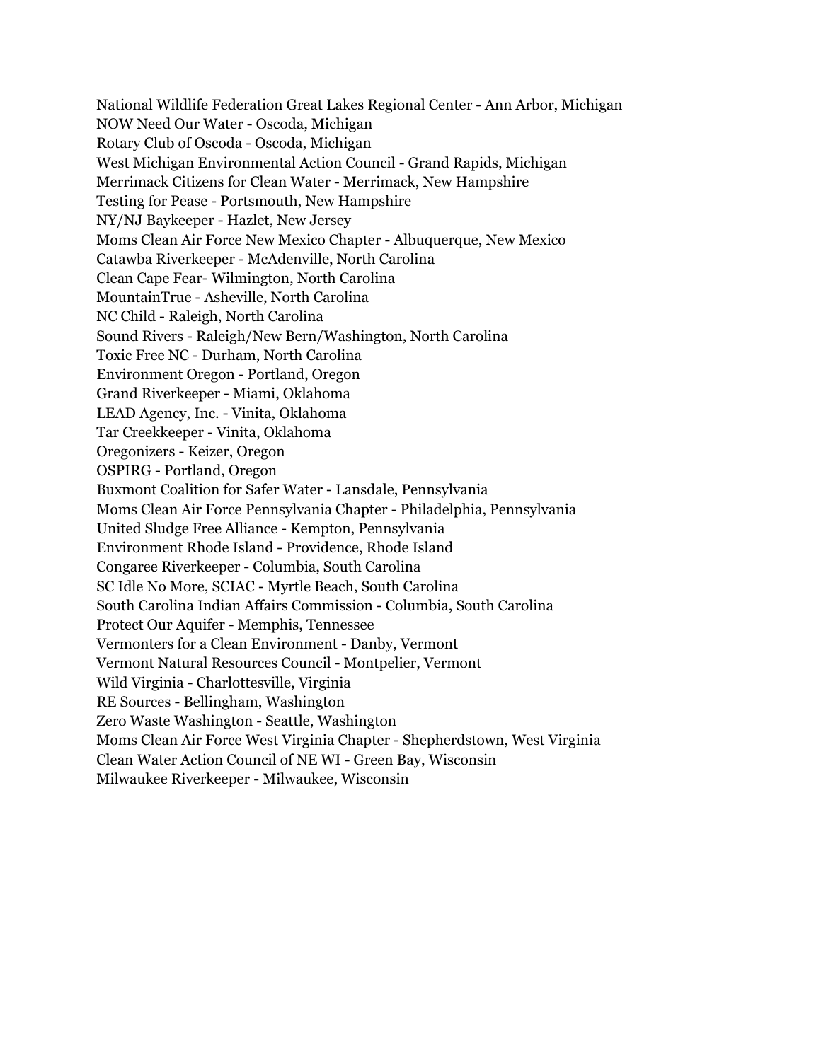National Wildlife Federation Great Lakes Regional Center - Ann Arbor, Michigan
NOW Need Our Water - Oscoda, Michigan
Rotary Club of Oscoda - Oscoda, Michigan
West Michigan Environmental Action Council - Grand Rapids, Michigan
Merrimack Citizens for Clean Water - Merrimack, New Hampshire
Testing for Pease - Portsmouth, New Hampshire
NY/NJ Baykeeper - Hazlet, New Jersey
Moms Clean Air Force New Mexico Chapter - Albuquerque, New Mexico
Catawba Riverkeeper - McAdenville, North Carolina
Clean Cape Fear- Wilmington, North Carolina
MountainTrue - Asheville, North Carolina
NC Child - Raleigh, North Carolina
Sound Rivers - Raleigh/New Bern/Washington, North Carolina
Toxic Free NC - Durham, North Carolina
Environment Oregon - Portland, Oregon
Grand Riverkeeper - Miami, Oklahoma
LEAD Agency, Inc. - Vinita, Oklahoma
Tar Creekkeeper - Vinita, Oklahoma
Oregonizers - Keizer, Oregon
OSPIRG - Portland, Oregon
Buxmont Coalition for Safer Water - Lansdale, Pennsylvania
Moms Clean Air Force Pennsylvania Chapter - Philadelphia, Pennsylvania
United Sludge Free Alliance - Kempton, Pennsylvania
Environment Rhode Island - Providence, Rhode Island
Congaree Riverkeeper - Columbia, South Carolina
SC Idle No More, SCIAC - Myrtle Beach, South Carolina
South Carolina Indian Affairs Commission - Columbia, South Carolina
Protect Our Aquifer - Memphis, Tennessee
Vermonters for a Clean Environment - Danby, Vermont
Vermont Natural Resources Council - Montpelier, Vermont
Wild Virginia - Charlottesville, Virginia
RE Sources - Bellingham, Washington
Zero Waste Washington - Seattle, Washington
Moms Clean Air Force West Virginia Chapter - Shepherdstown, West Virginia
Clean Water Action Council of NE WI - Green Bay, Wisconsin
Milwaukee Riverkeeper - Milwaukee, Wisconsin